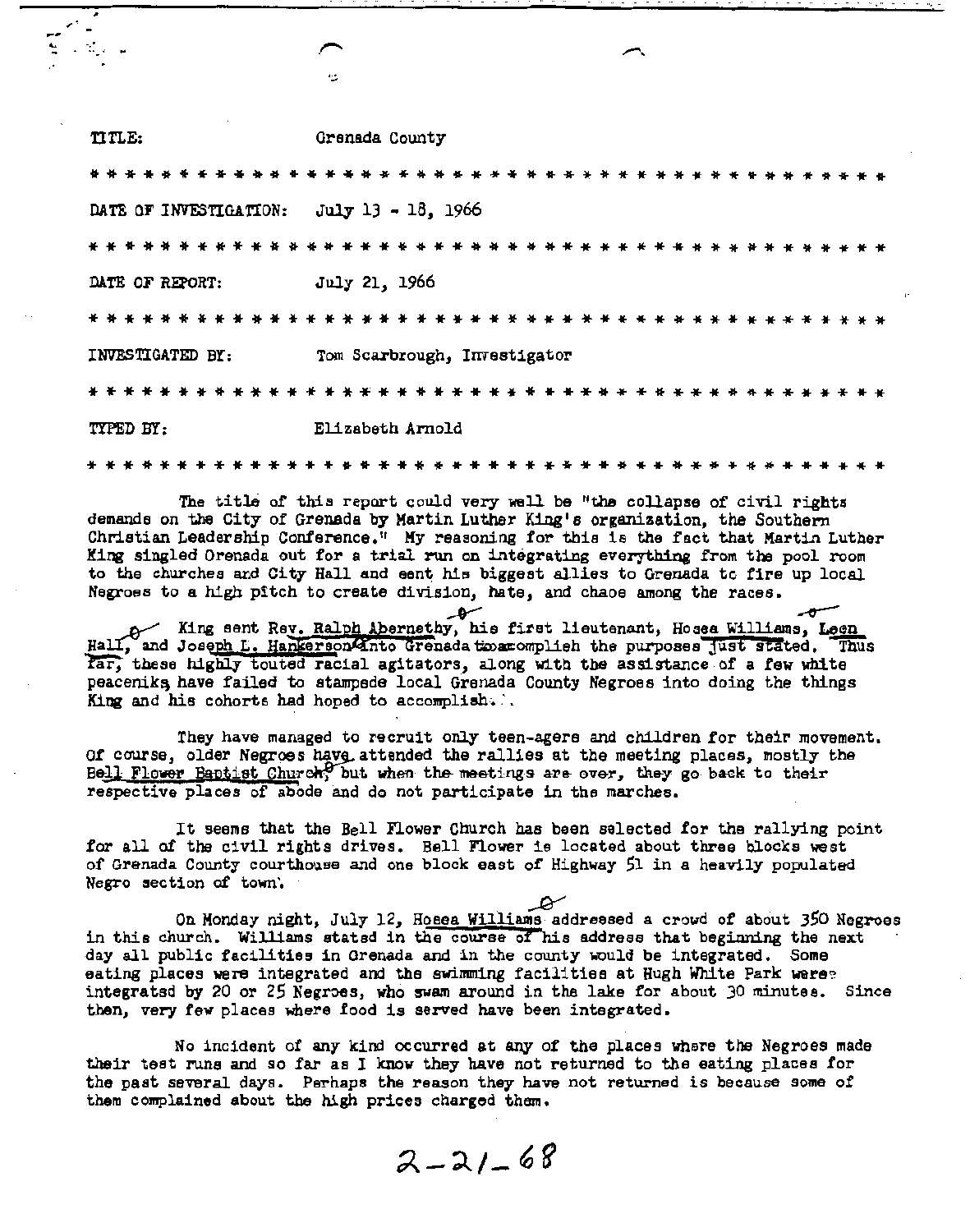TITLE: Grenada County

* * * * * * * * * * * * * * * * * * * * * * * * * * * * * * * * * * * * * * * * * * * *

DATE OF INVESTIGATION: July 13 - 18, 1966

* * * * * * * * * * * * * * * * * * * * * * * * * * * * * * * * * * * * * * * * * * * *

DATE OF REPORT: July 21, 1966

* * * * * * * * * * * * * * * * * * * * * * * * * * * * * * * * * * * * * * * * * * * *

INVESTIGATED BY: Tom Scarbrough, Investigator

* * * * * * * * * * * * * * * * * * * * * * * * * * * * * * * * * * * * * * * * * * * *

TYPED BY: Elizabeth Arnold

* * * * * * * * * * * * * * * * * * * * * * * * * * * * * * * * * * * * * * * * * * * *

The title of this report could very well be "the collapse of civil rights demands on the City of Grenada by Martin Luther King's organization, the Southern Christian Leadership Conference." My reasoning for this is the fact that Martin Luther King singled Grenada out for a trial run on integrating everything from the pool room to the churches and City Hall and sent his biggest allies to Grenada to fire up local Negroes to a high pitch to create division, hate, and chaos among the races.

King sent Rev. Ralph Abernethy, his first lieutenant, Hosea Williams, Leon Hall, and Joseph L. Hankerson into Grenada to accomplish the purposes just stated. Thus far, these highly touted racial agitators, along with the assistance of a few white peaceniks, have failed to stampede local Grenada County Negroes into doing the things King and his cohorts had hoped to accomplish.

They have managed to recruit only teen-agers and children for their movement. Of course, older Negroes have attended the rallies at the meeting places, mostly the Bell Flower Baptist Church, but when the meetings are over, they go back to their respective places of abode and do not participate in the marches.

It seems that the Bell Flower Church has been selected for the rallying point for all of the civil rights drives. Bell Flower is located about three blocks west of Grenada County courthouse and one block east of Highway 51 in a heavily populated Negro section of town.

On Monday night, July 12, Hosea Williams addressed a crowd of about 350 Negroes in this church. Williams stated in the course of his address that beginning the next day all public facilities in Grenada and in the county would be integrated. Some eating places were integrated and the swimming facilities at Hugh White Park were integrated by 20 or 25 Negroes, who swam around in the lake for about 30 minutes. Since then, very few places where food is served have been integrated.

No incident of any kind occurred at any of the places where the Negroes made their test runs and so far as I know they have not returned to the eating places for the past several days. Perhaps the reason they have not returned is because some of them complained about the high prices charged them.

2-21-68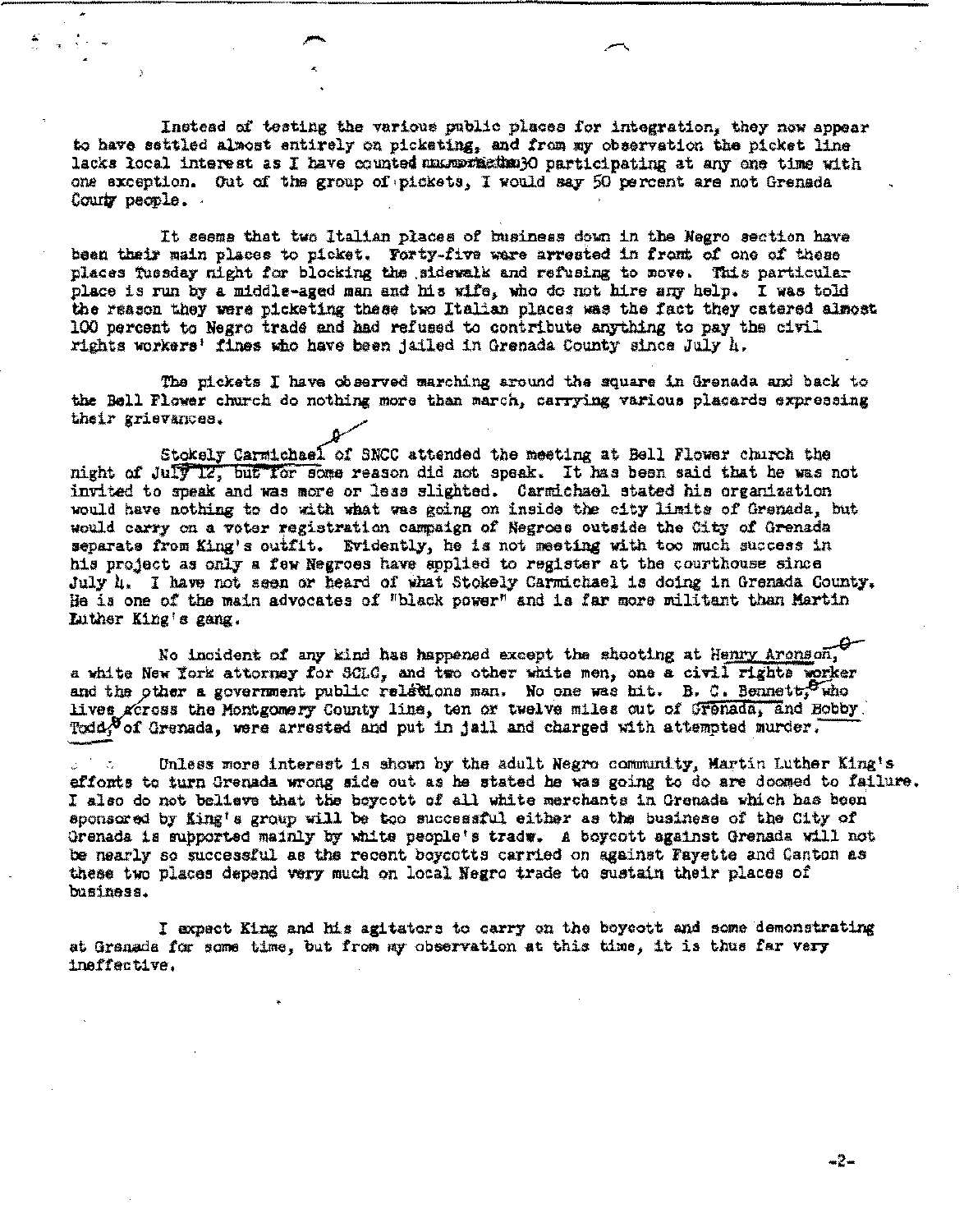Instead of testing the various public places for integration, they now appear to have settled almost entirely on picketing, and from my observation the picket line lacks local interest as I have counted no more than 30 participating at any one time with one exception. Out of the group of pickets, I would say 50 percent are not Grenada County people.

It seems that two Italian places of business down in the Negro section have been their main places to picket. Forty-five were arrested in front of one of these places Tuesday night for blocking the sidewalk and refusing to move. This particular place is run by a middle-aged man and his wife, who do not hire any help. I was told the reason they were picketing these two Italian places was the fact they catered almost 100 percent to Negro trade and had refused to contribute anything to pay the civil rights workers' fines who have been jailed in Grenada County since July 4.

The pickets I have observed marching around the square in Grenada and back to the Bell Flower church do nothing more than march, carrying various placards expressing their grievances.

Stokely Carmichael of SNCC attended the meeting at Bell Flower church the night of July 12, but for some reason did not speak. It has been said that he was not invited to speak and was more or less slighted. Carmichael stated his organization would have nothing to do with what was going on inside the city limits of Grenada, but would carry on a voter registration campaign of Negroes outside the City of Grenada separate from King's outfit. Evidently, he is not meeting with too much success in his project as only a few Negroes have applied to register at the courthouse since July 4. I have not seen or heard of what Stokely Carmichael is doing in Grenada County. He is one of the main advocates of "black power" and is far more militant than Martin Luther King's gang.

No incident of any kind has happened except the shooting at Henry Aronson, a white New York attorney for SCLC, and two other white men, one a civil rights worker and the other a government public relations man. No one was hit. B. C. Bennett, who lives across the Montgomery County line, ten or twelve miles out of Grenada, and Bobby Todd, of Grenada, were arrested and put in jail and charged with attempted murder.

Unless more interest is shown by the adult Negro community, Martin Luther King's efforts to turn Grenada wrong side out as he stated he was going to do are doomed to failure. I also do not believe that the boycott of all white merchants in Grenada which has been sponsored by King's group will be too successful either as the business of the City of Grenada is supported mainly by white people's trade. A boycott against Grenada will not be nearly so successful as the recent boycotts carried on against Fayette and Canton as these two places depend very much on local Negro trade to sustain their places of business.

I expect King and his agitators to carry on the boycott and some demonstrating at Grenada for some time, but from my observation at this time, it is thus far very ineffective.